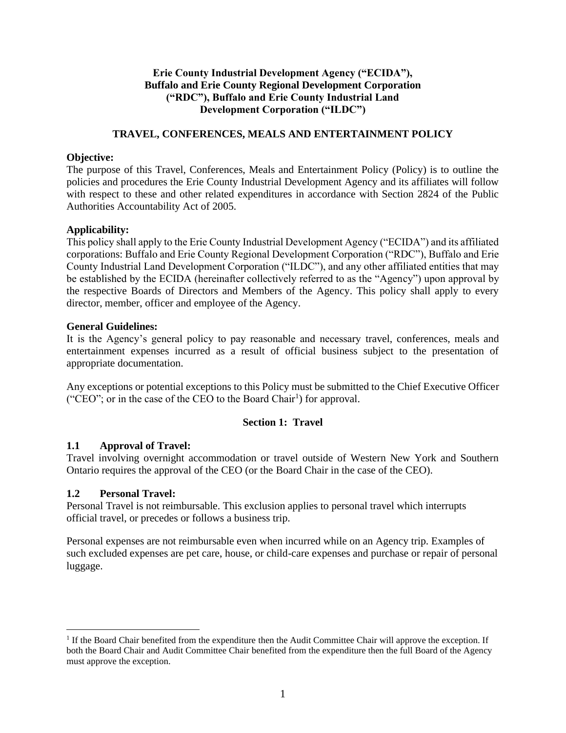**Erie County Industrial Development Agency ("ECIDA"), Buffalo and Erie County Regional Development Corporation ("RDC"), Buffalo and Erie County Industrial Land Development Corporation ("ILDC")**

# TRAVEL, CONFERENCES, MEALS AND ENTERTAINMENT POLICY

**Objective:**
The purpose of this Travel, Conferences, Meals and Entertainment Policy (Policy) is to outline the policies and procedures the Erie County Industrial Development Agency and its affiliates will follow with respect to these and other related expenditures in accordance with Section 2824 of the Public Authorities Accountability Act of 2005.

**Applicability:**
This policy shall apply to the Erie County Industrial Development Agency ("ECIDA") and its affiliated corporations: Buffalo and Erie County Regional Development Corporation ("RDC"), Buffalo and Erie County Industrial Land Development Corporation ("ILDC"), and any other affiliated entities that may be established by the ECIDA (hereinafter collectively referred to as the "Agency") upon approval by the respective Boards of Directors and Members of the Agency. This policy shall apply to every director, member, officer and employee of the Agency.

**General Guidelines:**
It is the Agency's general policy to pay reasonable and necessary travel, conferences, meals and entertainment expenses incurred as a result of official business subject to the presentation of appropriate documentation.

Any exceptions or potential exceptions to this Policy must be submitted to the Chief Executive Officer ("CEO"; or in the case of the CEO to the Board Chair[1]) for approval.

## Section 1: Travel

### 1.1 Approval of Travel:

Travel involving overnight accommodation or travel outside of Western New York and Southern Ontario requires the approval of the CEO (or the Board Chair in the case of the CEO).

### 1.2 Personal Travel:

Personal Travel is not reimbursable. This exclusion applies to personal travel which interrupts official travel, or precedes or follows a business trip.

Personal expenses are not reimbursable even when incurred while on an Agency trip. Examples of such excluded expenses are pet care, house, or child-care expenses and purchase or repair of personal luggage.

[1] If the Board Chair benefited from the expenditure then the Audit Committee Chair will approve the exception. If both the Board Chair and Audit Committee Chair benefited from the expenditure then the full Board of the Agency must approve the exception.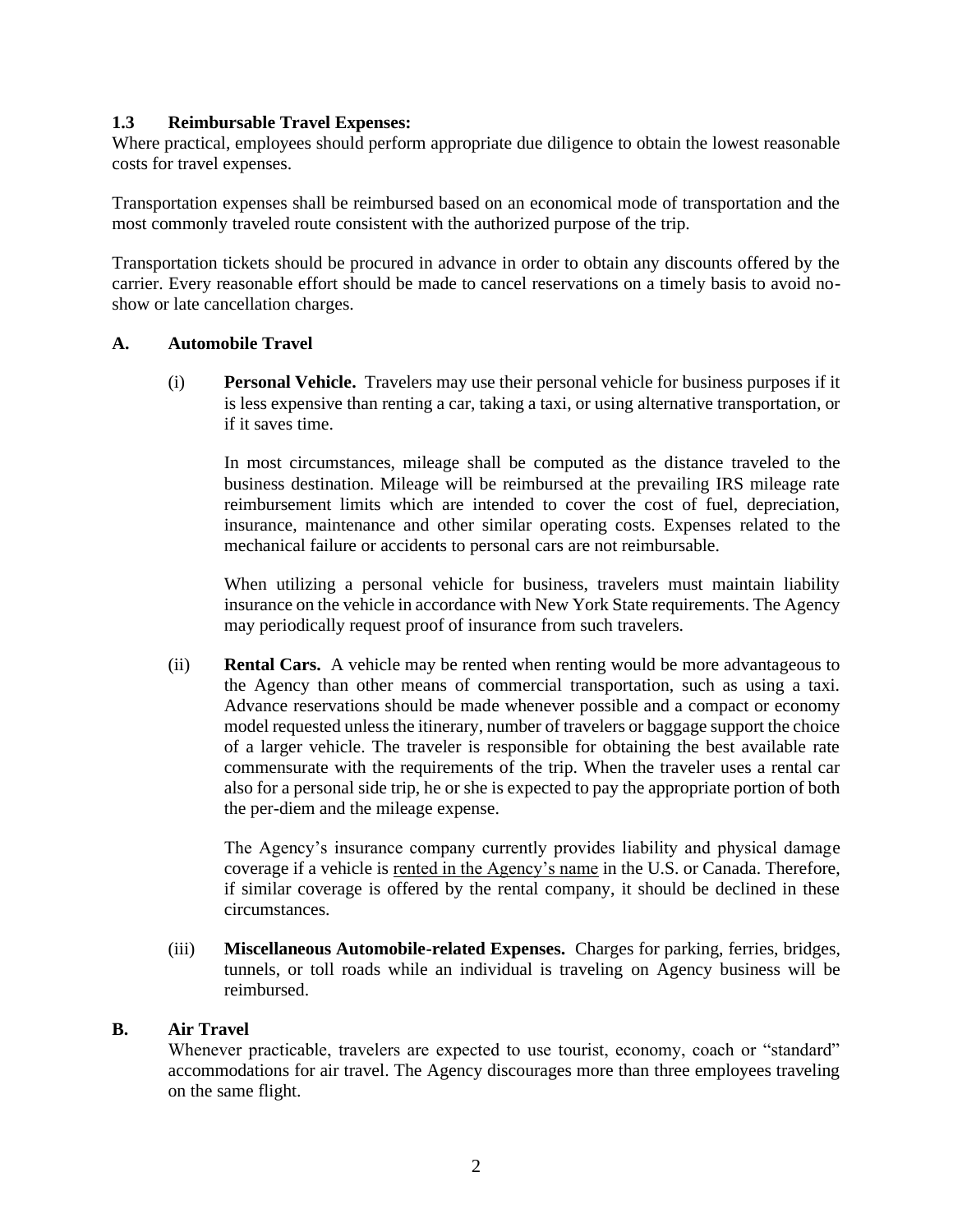### 1.3 Reimbursable Travel Expenses:

Where practical, employees should perform appropriate due diligence to obtain the lowest reasonable costs for travel expenses.

Transportation expenses shall be reimbursed based on an economical mode of transportation and the most commonly traveled route consistent with the authorized purpose of the trip.

Transportation tickets should be procured in advance in order to obtain any discounts offered by the carrier. Every reasonable effort should be made to cancel reservations on a timely basis to avoid no-show or late cancellation charges.

#### A. Automobile Travel

(i) **Personal Vehicle.** Travelers may use their personal vehicle for business purposes if it is less expensive than renting a car, taking a taxi, or using alternative transportation, or if it saves time.

In most circumstances, mileage shall be computed as the distance traveled to the business destination. Mileage will be reimbursed at the prevailing IRS mileage rate reimbursement limits which are intended to cover the cost of fuel, depreciation, insurance, maintenance and other similar operating costs. Expenses related to the mechanical failure or accidents to personal cars are not reimbursable.

When utilizing a personal vehicle for business, travelers must maintain liability insurance on the vehicle in accordance with New York State requirements. The Agency may periodically request proof of insurance from such travelers.

(ii) **Rental Cars.** A vehicle may be rented when renting would be more advantageous to the Agency than other means of commercial transportation, such as using a taxi. Advance reservations should be made whenever possible and a compact or economy model requested unless the itinerary, number of travelers or baggage support the choice of a larger vehicle. The traveler is responsible for obtaining the best available rate commensurate with the requirements of the trip. When the traveler uses a rental car also for a personal side trip, he or she is expected to pay the appropriate portion of both the per-diem and the mileage expense.

The Agency's insurance company currently provides liability and physical damage coverage if a vehicle is <u>rented in the Agency's name</u> in the U.S. or Canada. Therefore, if similar coverage is offered by the rental company, it should be declined in these circumstances.

(iii) **Miscellaneous Automobile-related Expenses.** Charges for parking, ferries, bridges, tunnels, or toll roads while an individual is traveling on Agency business will be reimbursed.

#### B. Air Travel

Whenever practicable, travelers are expected to use tourist, economy, coach or "standard" accommodations for air travel. The Agency discourages more than three employees traveling on the same flight.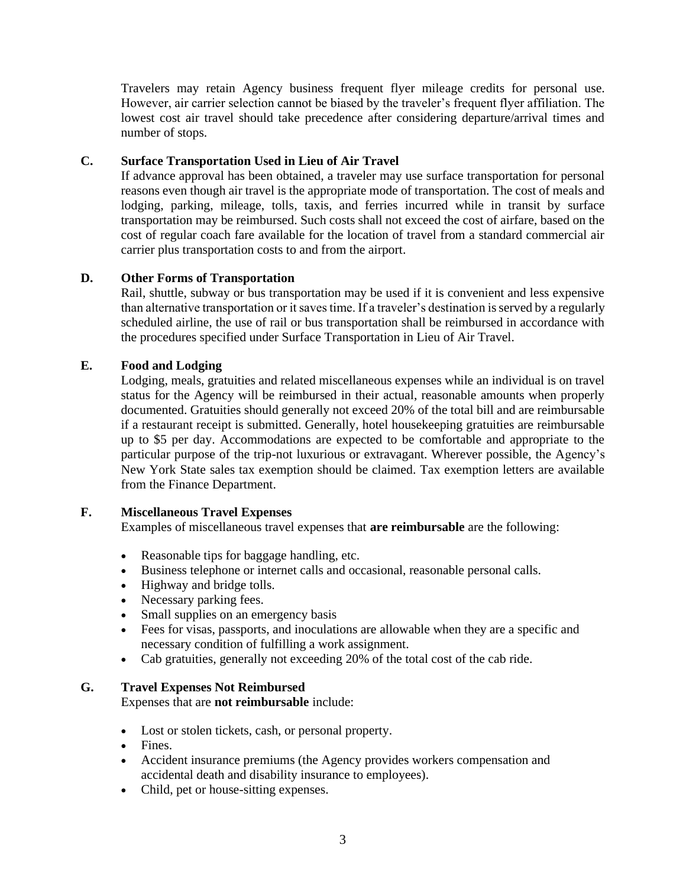Travelers may retain Agency business frequent flyer mileage credits for personal use. However, air carrier selection cannot be biased by the traveler's frequent flyer affiliation. The lowest cost air travel should take precedence after considering departure/arrival times and number of stops.

### C. Surface Transportation Used in Lieu of Air Travel

If advance approval has been obtained, a traveler may use surface transportation for personal reasons even though air travel is the appropriate mode of transportation. The cost of meals and lodging, parking, mileage, tolls, taxis, and ferries incurred while in transit by surface transportation may be reimbursed. Such costs shall not exceed the cost of airfare, based on the cost of regular coach fare available for the location of travel from a standard commercial air carrier plus transportation costs to and from the airport.

### D. Other Forms of Transportation

Rail, shuttle, subway or bus transportation may be used if it is convenient and less expensive than alternative transportation or it saves time. If a traveler's destination is served by a regularly scheduled airline, the use of rail or bus transportation shall be reimbursed in accordance with the procedures specified under Surface Transportation in Lieu of Air Travel.

### E. Food and Lodging

Lodging, meals, gratuities and related miscellaneous expenses while an individual is on travel status for the Agency will be reimbursed in their actual, reasonable amounts when properly documented. Gratuities should generally not exceed 20% of the total bill and are reimbursable if a restaurant receipt is submitted. Generally, hotel housekeeping gratuities are reimbursable up to $5 per day. Accommodations are expected to be comfortable and appropriate to the particular purpose of the trip-not luxurious or extravagant. Wherever possible, the Agency's New York State sales tax exemption should be claimed. Tax exemption letters are available from the Finance Department.

### F. Miscellaneous Travel Expenses

Examples of miscellaneous travel expenses that **are reimbursable** are the following:

- Reasonable tips for baggage handling, etc.
- Business telephone or internet calls and occasional, reasonable personal calls.
- Highway and bridge tolls.
- Necessary parking fees.
- Small supplies on an emergency basis
- Fees for visas, passports, and inoculations are allowable when they are a specific and necessary condition of fulfilling a work assignment.
- Cab gratuities, generally not exceeding 20% of the total cost of the cab ride.

### G. Travel Expenses Not Reimbursed

Expenses that are **not reimbursable** include:

- Lost or stolen tickets, cash, or personal property.
- Fines.
- Accident insurance premiums (the Agency provides workers compensation and accidental death and disability insurance to employees).
- Child, pet or house-sitting expenses.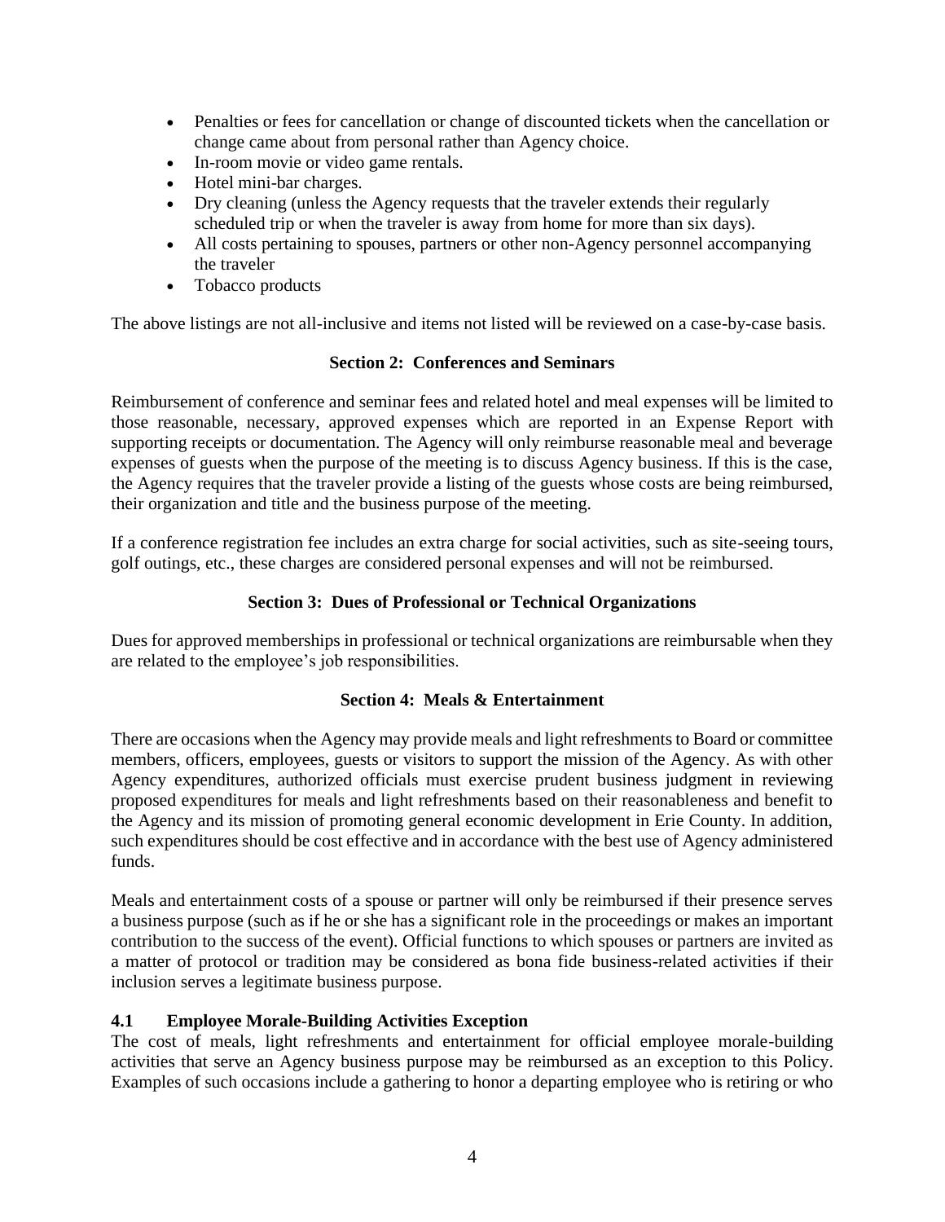- Penalties or fees for cancellation or change of discounted tickets when the cancellation or change came about from personal rather than Agency choice.
- In-room movie or video game rentals.
- Hotel mini-bar charges.
- Dry cleaning (unless the Agency requests that the traveler extends their regularly scheduled trip or when the traveler is away from home for more than six days).
- All costs pertaining to spouses, partners or other non-Agency personnel accompanying the traveler
- Tobacco products

The above listings are not all-inclusive and items not listed will be reviewed on a case-by-case basis.

## Section 2: Conferences and Seminars

Reimbursement of conference and seminar fees and related hotel and meal expenses will be limited to those reasonable, necessary, approved expenses which are reported in an Expense Report with supporting receipts or documentation. The Agency will only reimburse reasonable meal and beverage expenses of guests when the purpose of the meeting is to discuss Agency business. If this is the case, the Agency requires that the traveler provide a listing of the guests whose costs are being reimbursed, their organization and title and the business purpose of the meeting.

If a conference registration fee includes an extra charge for social activities, such as site-seeing tours, golf outings, etc., these charges are considered personal expenses and will not be reimbursed.

## Section 3: Dues of Professional or Technical Organizations

Dues for approved memberships in professional or technical organizations are reimbursable when they are related to the employee's job responsibilities.

## Section 4: Meals & Entertainment

There are occasions when the Agency may provide meals and light refreshments to Board or committee members, officers, employees, guests or visitors to support the mission of the Agency. As with other Agency expenditures, authorized officials must exercise prudent business judgment in reviewing proposed expenditures for meals and light refreshments based on their reasonableness and benefit to the Agency and its mission of promoting general economic development in Erie County. In addition, such expenditures should be cost effective and in accordance with the best use of Agency administered funds.

Meals and entertainment costs of a spouse or partner will only be reimbursed if their presence serves a business purpose (such as if he or she has a significant role in the proceedings or makes an important contribution to the success of the event). Official functions to which spouses or partners are invited as a matter of protocol or tradition may be considered as bona fide business-related activities if their inclusion serves a legitimate business purpose.

### 4.1 Employee Morale-Building Activities Exception

The cost of meals, light refreshments and entertainment for official employee morale-building activities that serve an Agency business purpose may be reimbursed as an exception to this Policy. Examples of such occasions include a gathering to honor a departing employee who is retiring or who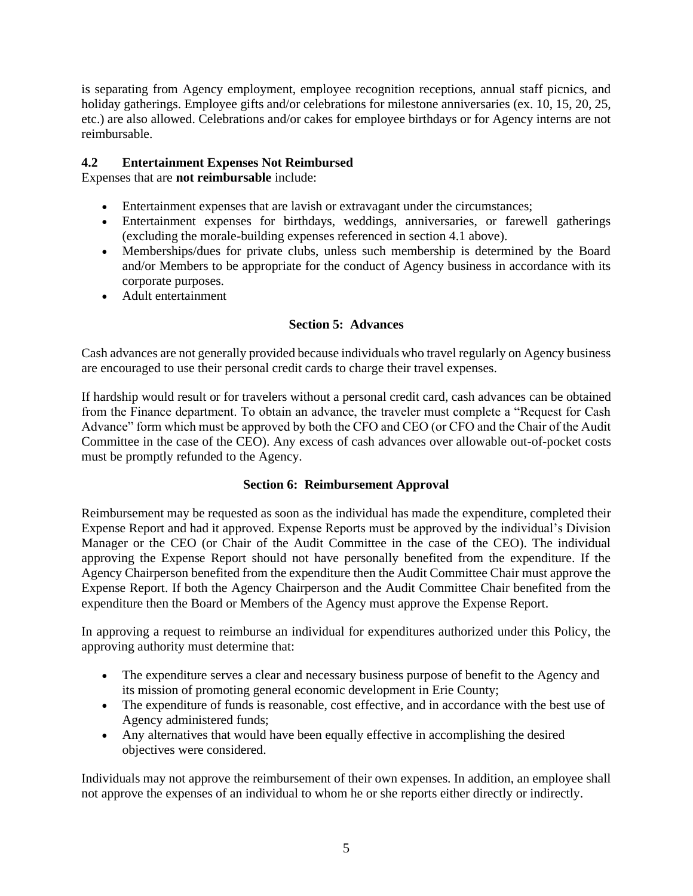is separating from Agency employment, employee recognition receptions, annual staff picnics, and holiday gatherings. Employee gifts and/or celebrations for milestone anniversaries (ex. 10, 15, 20, 25, etc.) are also allowed. Celebrations and/or cakes for employee birthdays or for Agency interns are not reimbursable.

### 4.2 Entertainment Expenses Not Reimbursed

Expenses that are **not reimbursable** include:

- Entertainment expenses that are lavish or extravagant under the circumstances;
- Entertainment expenses for birthdays, weddings, anniversaries, or farewell gatherings (excluding the morale-building expenses referenced in section 4.1 above).
- Memberships/dues for private clubs, unless such membership is determined by the Board and/or Members to be appropriate for the conduct of Agency business in accordance with its corporate purposes.
- Adult entertainment

## Section 5: Advances

Cash advances are not generally provided because individuals who travel regularly on Agency business are encouraged to use their personal credit cards to charge their travel expenses.

If hardship would result or for travelers without a personal credit card, cash advances can be obtained from the Finance department. To obtain an advance, the traveler must complete a "Request for Cash Advance" form which must be approved by both the CFO and CEO (or CFO and the Chair of the Audit Committee in the case of the CEO). Any excess of cash advances over allowable out-of-pocket costs must be promptly refunded to the Agency.

## Section 6: Reimbursement Approval

Reimbursement may be requested as soon as the individual has made the expenditure, completed their Expense Report and had it approved. Expense Reports must be approved by the individual's Division Manager or the CEO (or Chair of the Audit Committee in the case of the CEO). The individual approving the Expense Report should not have personally benefited from the expenditure. If the Agency Chairperson benefited from the expenditure then the Audit Committee Chair must approve the Expense Report. If both the Agency Chairperson and the Audit Committee Chair benefited from the expenditure then the Board or Members of the Agency must approve the Expense Report.

In approving a request to reimburse an individual for expenditures authorized under this Policy, the approving authority must determine that:

- The expenditure serves a clear and necessary business purpose of benefit to the Agency and its mission of promoting general economic development in Erie County;
- The expenditure of funds is reasonable, cost effective, and in accordance with the best use of Agency administered funds;
- Any alternatives that would have been equally effective in accomplishing the desired objectives were considered.

Individuals may not approve the reimbursement of their own expenses. In addition, an employee shall not approve the expenses of an individual to whom he or she reports either directly or indirectly.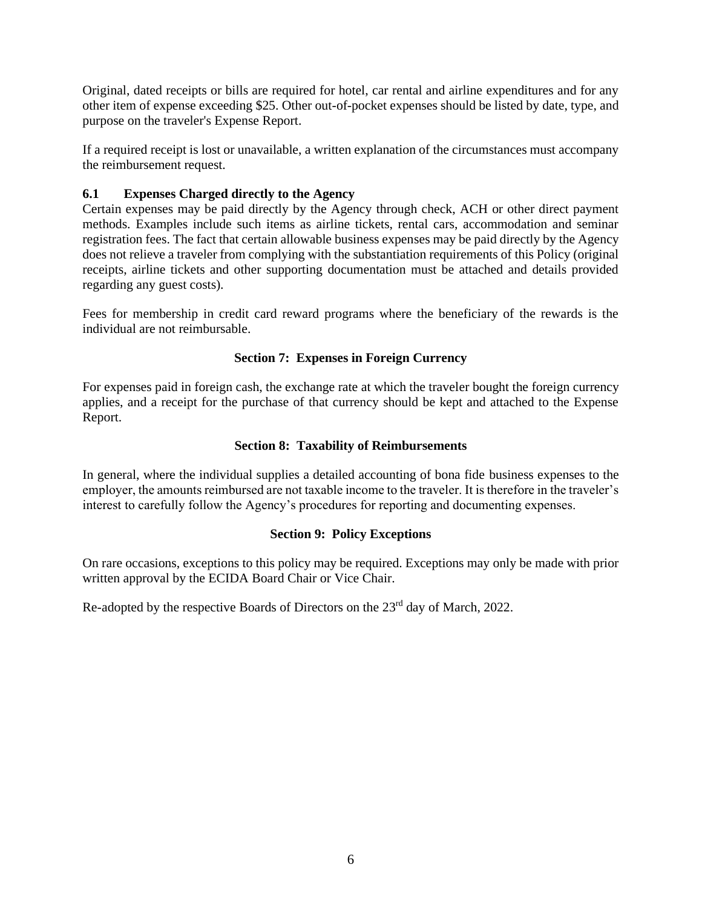Original, dated receipts or bills are required for hotel, car rental and airline expenditures and for any other item of expense exceeding $25. Other out-of-pocket expenses should be listed by date, type, and purpose on the traveler's Expense Report.

If a required receipt is lost or unavailable, a written explanation of the circumstances must accompany the reimbursement request.

### 6.1 Expenses Charged directly to the Agency

Certain expenses may be paid directly by the Agency through check, ACH or other direct payment methods. Examples include such items as airline tickets, rental cars, accommodation and seminar registration fees. The fact that certain allowable business expenses may be paid directly by the Agency does not relieve a traveler from complying with the substantiation requirements of this Policy (original receipts, airline tickets and other supporting documentation must be attached and details provided regarding any guest costs).

Fees for membership in credit card reward programs where the beneficiary of the rewards is the individual are not reimbursable.

## Section 7: Expenses in Foreign Currency

For expenses paid in foreign cash, the exchange rate at which the traveler bought the foreign currency applies, and a receipt for the purchase of that currency should be kept and attached to the Expense Report.

## Section 8: Taxability of Reimbursements

In general, where the individual supplies a detailed accounting of bona fide business expenses to the employer, the amounts reimbursed are not taxable income to the traveler. It is therefore in the traveler's interest to carefully follow the Agency's procedures for reporting and documenting expenses.

## Section 9: Policy Exceptions

On rare occasions, exceptions to this policy may be required. Exceptions may only be made with prior written approval by the ECIDA Board Chair or Vice Chair.

Re-adopted by the respective Boards of Directors on the 23rd day of March, 2022.